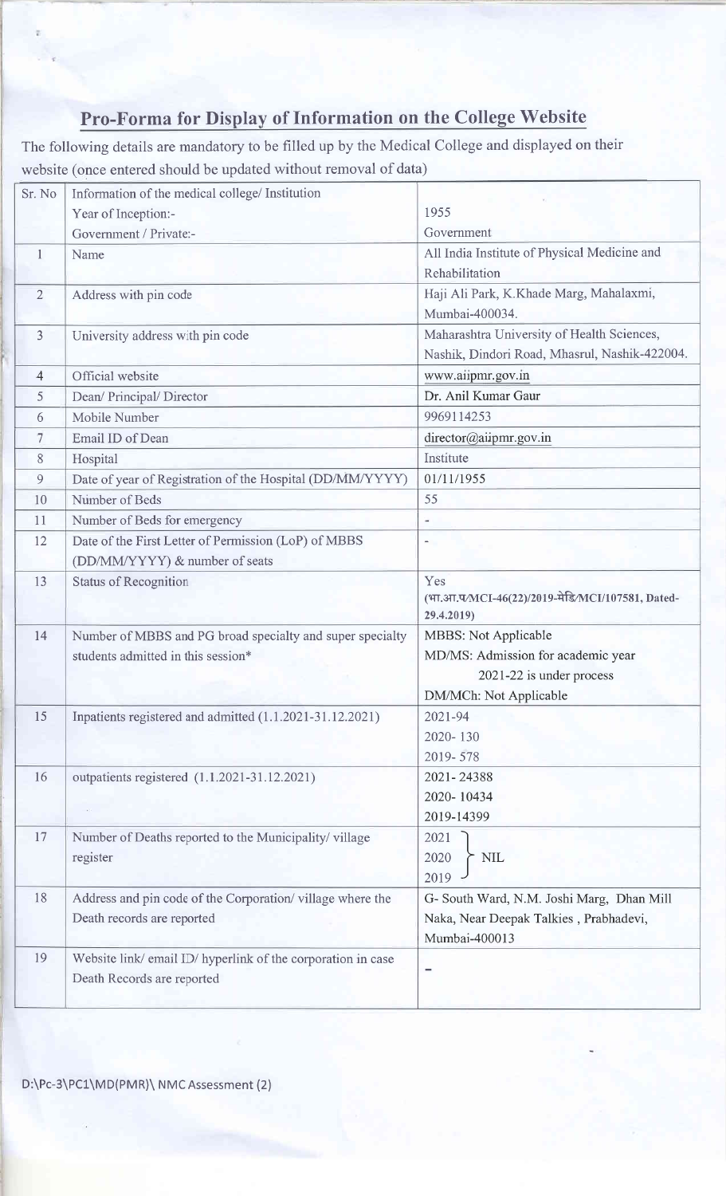# Pro-Forma for Display of Information on the College Website

The following details are mandatory to be filled up by the Medical College and displayed on their website (once entered should be updated without removal of data)

| Sr. No | Information of the medical college/ Institution<br>Year of Inception:-<br>Government / Private:- | <br>1955<br>Government |
|---|---|---|
| 1 | Name | All India Institute of Physical Medicine and Rehabilitation |
| 2 | Address with pin code | Haji Ali Park, K.Khade Marg, Mahalaxmi, Mumbai-400034. |
| 3 | University address with pin code | Maharashtra University of Health Sciences, Nashik, Dindori Road, Mhasrul, Nashik-422004. |
| 4 | Official website | www.aiipmr.gov.in |
| 5 | Dean/ Principal/ Director | Dr. Anil Kumar Gaur |
| 6 | Mobile Number | 9969114253 |
| 7 | Email ID of Dean | director@aiipmr.gov.in |
| 8 | Hospital | Institute |
| 9 | Date of year of Registration of the Hospital (DD/MM/YYYY) | 01/11/1955 |
| 10 | Number of Beds | 55 |
| 11 | Number of Beds for emergency | - |
| 12 | Date of the First Letter of Permission (LoP) of MBBS (DD/MM/YYYY) & number of seats | - |
| 13 | Status of Recognition | Yes<br>(भा.आ.प/MCI-46(22)/2019-मेडि/MCI/107581, Dated-29.4.2019) |
| 14 | Number of MBBS and PG broad specialty and super specialty students admitted in this session* | MBBS: Not Applicable<br>MD/MS: Admission for academic year 2021-22 is under process<br>DM/MCh: Not Applicable |
| 15 | Inpatients registered and admitted (1.1.2021-31.12.2021) | 2021-94<br>2020- 130<br>2019- 578 |
| 16 | outpatients registered (1.1.2021-31.12.2021) | 2021- 24388<br>2020- 10434<br>2019-14399 |
| 17 | Number of Deaths reported to the Municipality/ village register | 2021, 2020, 2019 } NIL |
| 18 | Address and pin code of the Corporation/ village where the Death records are reported | G- South Ward, N.M. Joshi Marg, Dhan Mill Naka, Near Deepak Talkies , Prabhadevi, Mumbai-400013 |
| 19 | Website link/ email ID/ hyperlink of the corporation in case Death Records are reported | - |

D:\Pc-3\PC1\MD(PMR)\ NMC Assessment (2)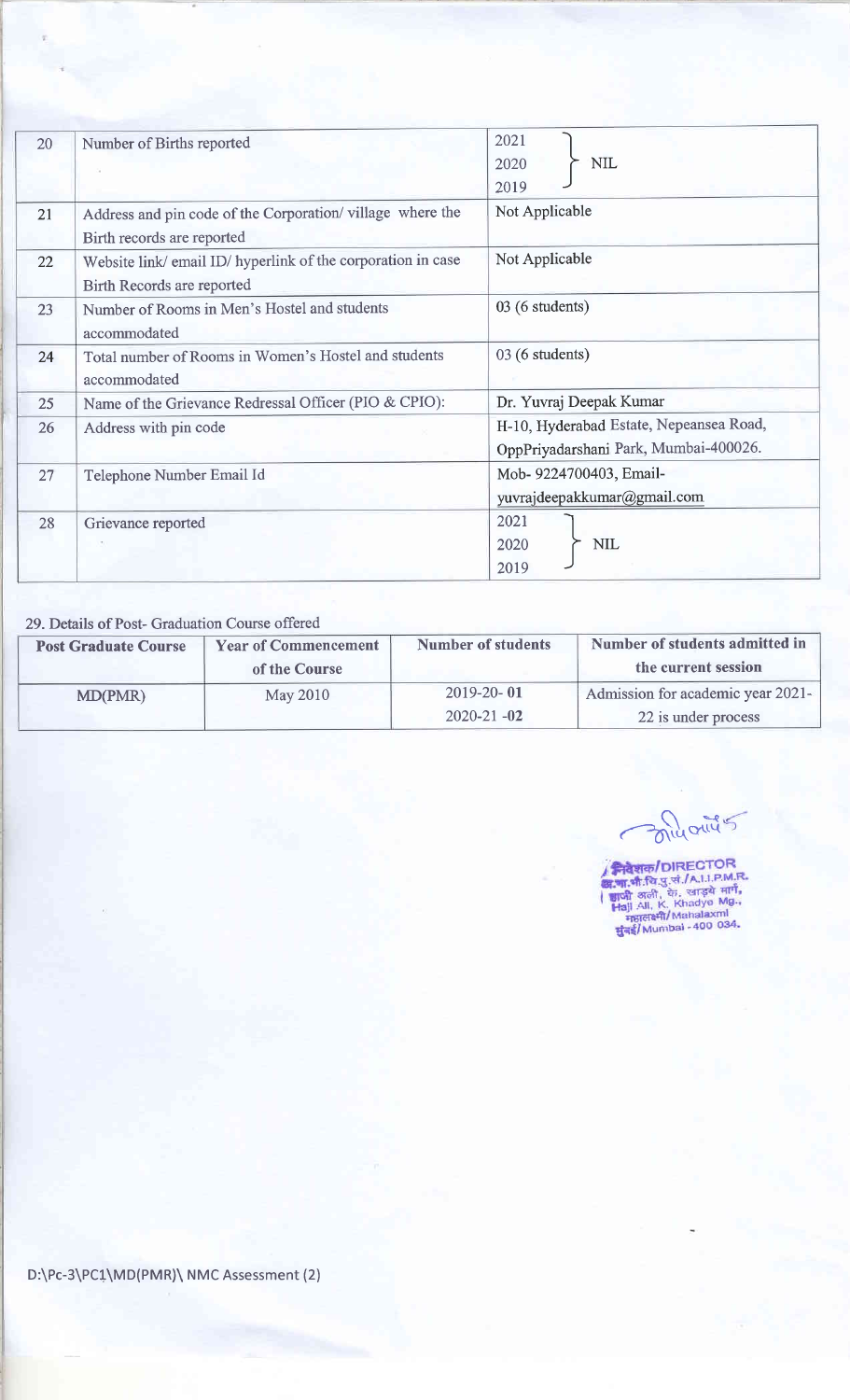| 20 | Number of Births reported | 2021<br>2020 } NIL<br>2019 |
|---|---|---|
| 21 | Address and pin code of the Corporation/ village where the Birth records are reported | Not Applicable |
| 22 | Website link/ email ID/ hyperlink of the corporation in case Birth Records are reported | Not Applicable |
| 23 | Number of Rooms in Men's Hostel and students accommodated | 03 (6 students) |
| 24 | Total number of Rooms in Women's Hostel and students accommodated | 03 (6 students) |
| 25 | Name of the Grievance Redressal Officer (PIO & CPIO): | Dr. Yuvraj Deepak Kumar |
| 26 | Address with pin code | H-10, Hyderabad Estate, Nepeansea Road, OppPriyadarshani Park, Mumbai-400026. |
| 27 | Telephone Number Email Id | Mob- 9224700403, Email- yuvrajdeepakkumar@gmail.com |
| 28 | Grievance reported | 2021<br>2020 } NIL<br>2019 |

29. Details of Post- Graduation Course offered

| Post Graduate Course | Year of Commencement of the Course | Number of students | Number of students admitted in the current session |
|---|---|---|---|
| MD(PMR) | May 2010 | 2019-20- **01**<br>2020-21 -**02** | Admission for academic year 2021-22 is under process |

निदेशक/DIRECTOR
अ.भा.भौ.चि.पु.सं./A.I.I.P.M.R.
हाजी अली, के. खाड्ये मार्ग,
Haji Ali, K. Khadye Mg.,
महालक्ष्मी/Mahalaxmi
मुंबई/Mumbai - 400 034.

D:\Pc-3\PC1\MD(PMR)\ NMC Assessment (2)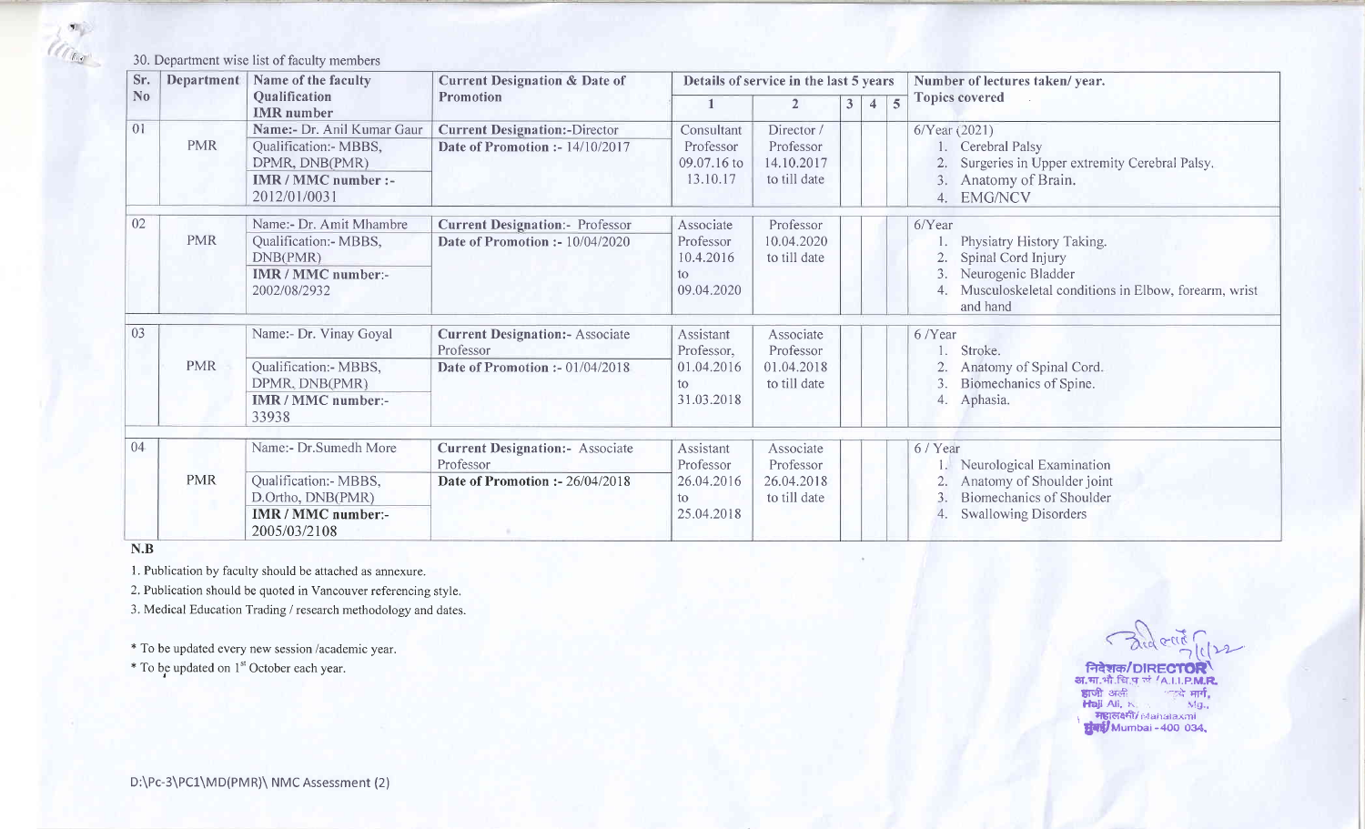30. Department wise list of faculty members

| Sr. No | Department | Name of the faculty Qualification IMR number | Current Designation & Date of Promotion | Details of service in the last 5 years | | | | | Number of lectures taken/ year. Topics covered |
|---|---|---|---|---|---|---|---|---|---|
| | | | | 1 | 2 | 3 | 4 | 5 | |
| 01 | PMR | Name:- Dr. Anil Kumar Gaur<br>Qualification:- MBBS, DPMR, DNB(PMR)<br>**IMR / MMC number :-** 2012/01/0031 | **Current Designation:-**Director<br>**Date of Promotion :-** 14/10/2017 | Consultant Professor 09.07.16 to 13.10.17 | Director / Professor 14.10.2017 to till date | | | | 6/Year (2021)<br>1. Cerebral Palsy<br>2. Surgeries in Upper extremity Cerebral Palsy.<br>3. Anatomy of Brain.<br>4. EMG/NCV |
| 02 | PMR | Name:- Dr. Amit Mhambre<br>Qualification:- MBBS, DNB(PMR)<br>**IMR / MMC number:-** 2002/08/2932 | **Current Designation:-** Professor<br>**Date of Promotion :-** 10/04/2020 | Associate Professor 10.4.2016 to 09.04.2020 | Professor 10.04.2020 to till date | | | | 6/Year<br>1. Physiatry History Taking.<br>2. Spinal Cord Injury<br>3. Neurogenic Bladder<br>4. Musculoskeletal conditions in Elbow, forearm, wrist and hand |
| 03 | PMR | Name:- Dr. Vinay Goyal<br>Qualification:- MBBS, DPMR, DNB(PMR)<br>**IMR / MMC number:-** 33938 | **Current Designation:-** Associate Professor<br>**Date of Promotion :-** 01/04/2018 | Assistant Professor, 01.04.2016 to 31.03.2018 | Associate Professor 01.04.2018 to till date | | | | 6 /Year<br>1. Stroke.<br>2. Anatomy of Spinal Cord.<br>3. Biomechanics of Spine.<br>4. Aphasia. |
| 04 | PMR | Name:- Dr.Sumedh More<br>Qualification:- MBBS, D.Ortho, DNB(PMR)<br>**IMR / MMC number:-** 2005/03/2108 | **Current Designation:-** Associate Professor<br>**Date of Promotion :-** 26/04/2018 | Assistant Professor 26.04.2016 to 25.04.2018 | Associate Professor 26.04.2018 to till date | | | | 6 / Year<br>1. Neurological Examination<br>2. Anatomy of Shoulder joint<br>3. Biomechanics of Shoulder<br>4. Swallowing Disorders |

**N.B**

1. Publication by faculty should be attached as annexure.
2. Publication should be quoted in Vancouver referencing style.
3. Medical Education Trading / research methodology and dates.

* To be updated every new session /academic year.
* To be updated on 1st October each year.

निदेशक/DIRECTOR
अ.भा.भौ.चि.पु.सं./A.I.I.P.M.R.
हाजी अली ... मार्ग,
Haji Ali, ... Mg.,
महालक्ष्मी/Mahalaxmi
मुंबई/Mumbai - 400 034.

D:\Pc-3\PC1\MD(PMR)\ NMC Assessment (2)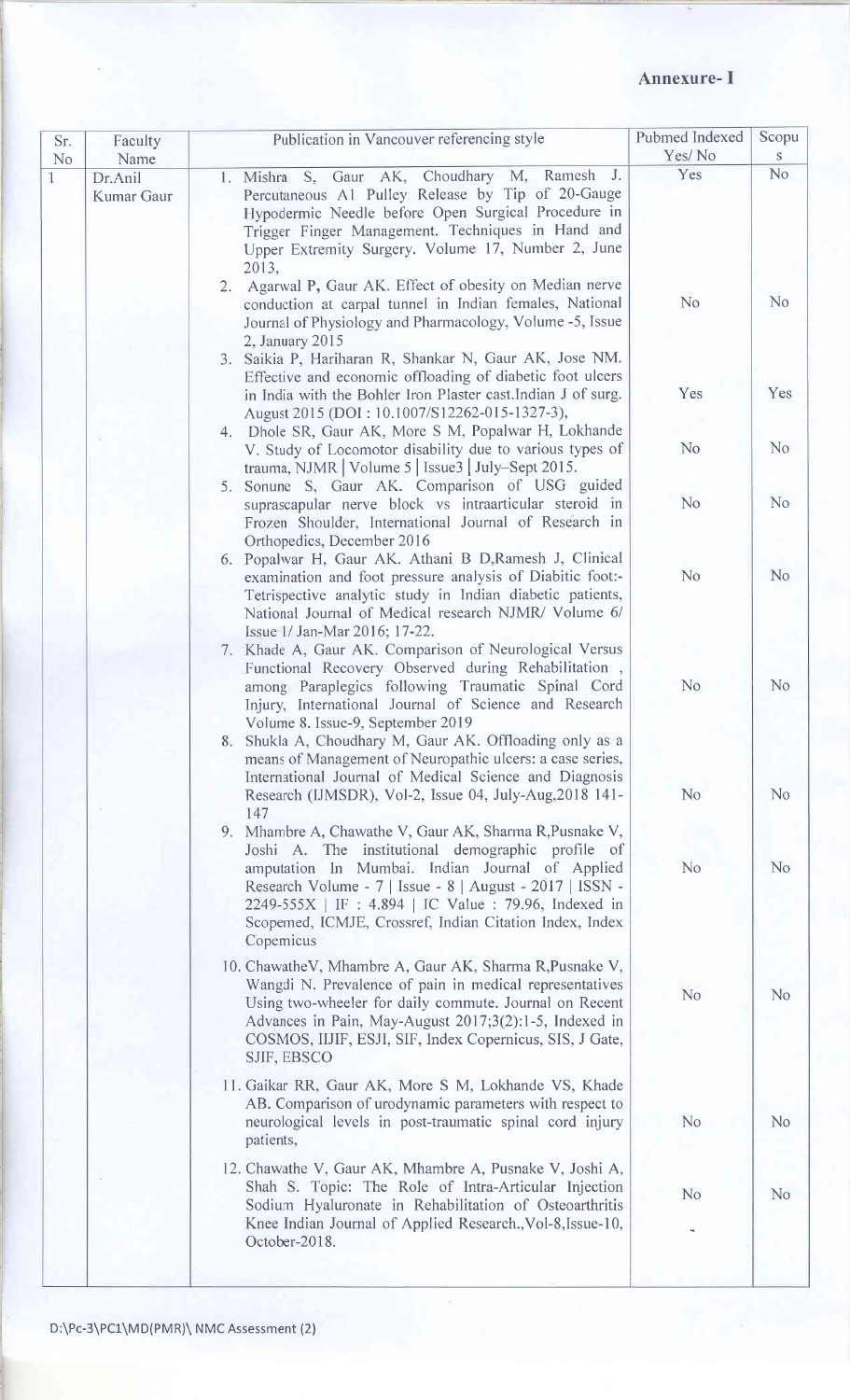# Annexure- I

| Sr. No | Faculty Name | Publication in Vancouver referencing style | Pubmed Indexed Yes/ No | Scopus |
|---|---|---|---|---|
| 1 | Dr.Anil Kumar Gaur | 1. Mishra S, Gaur AK, Choudhary M, Ramesh J. Percutaneous A1 Pulley Release by Tip of 20-Gauge Hypodermic Needle before Open Surgical Procedure in Trigger Finger Management. Techniques in Hand and Upper Extremity Surgery. Volume 17, Number 2, June 2013, | Yes | No |
| | | 2. Agarwal P, Gaur AK. Effect of obesity on Median nerve conduction at carpal tunnel in Indian females, National Journal of Physiology and Pharmacology, Volume -5, Issue 2, January 2015 | No | No |
| | | 3. Saikia P, Hariharan R, Shankar N, Gaur AK, Jose NM. Effective and economic offloading of diabetic foot ulcers in India with the Bohler Iron Plaster cast.Indian J of surg. August 2015 (DOI : 10.1007/S12262-015-1327-3), | Yes | Yes |
| | | 4. Dhole SR, Gaur AK, More S M, Popalwar H, Lokhande V. Study of Locomotor disability due to various types of trauma, NJMR \| Volume 5 \| Issue3 \| July–Sept 2015. | No | No |
| | | 5. Sonune S, Gaur AK. Comparison of USG guided suprascapular nerve block vs intraarticular steroid in Frozen Shoulder, International Journal of Research in Orthopedics, December 2016 | No | No |
| | | 6. Popalwar H, Gaur AK. Athani B D,Ramesh J, Clinical examination and foot pressure analysis of Diabitic foot:- Tetrispective analytic study in Indian diabetic patients, National Journal of Medical research NJMR/ Volume 6/ Issue 1/ Jan-Mar 2016; 17-22. | No | No |
| | | 7. Khade A, Gaur AK. Comparison of Neurological Versus Functional Recovery Observed during Rehabilitation , among Paraplegics following Traumatic Spinal Cord Injury, International Journal of Science and Research Volume 8. Issue-9, September 2019 | No | No |
| | | 8. Shukla A, Choudhary M, Gaur AK. Offloading only as a means of Management of Neuropathic ulcers: a case series, International Journal of Medical Science and Diagnosis Research (IJMSDR), Vol-2, Issue 04, July-Aug,2018 141-147 | No | No |
| | | 9. Mhambre A, Chawathe V, Gaur AK, Sharma R,Pusnake V, Joshi A. The institutional demographic profile of amputation In Mumbai. Indian Journal of Applied Research Volume - 7 \| Issue - 8 \| August - 2017 \| ISSN - 2249-555X \| IF : 4.894 \| IC Value : 79.96, Indexed in Scopemed, ICMJE, Crossref, Indian Citation Index, Index Copemicus | No | No |
| | | 10. ChawatheV, Mhambre A, Gaur AK, Sharma R,Pusnake V, Wangdi N. Prevalence of pain in medical representatives Using two-wheeler for daily commute. Journal on Recent Advances in Pain, May-August 2017;3(2):1-5, Indexed in COSMOS, IIJIF, ESJI, SIF, Index Copernicus, SIS, J Gate, SJIF, EBSCO | No | No |
| | | 11. Gaikar RR, Gaur AK, More S M, Lokhande VS, Khade AB. Comparison of urodynamic parameters with respect to neurological levels in post-traumatic spinal cord injury patients, | No | No |
| | | 12. Chawathe V, Gaur AK, Mhambre A, Pusnake V, Joshi A, Shah S. Topic: The Role of Intra-Articular Injection Sodium Hyaluronate in Rehabilitation of Osteoarthritis Knee Indian Journal of Applied Research.,Vol-8,Issue-10, October-2018. | No | No |

D:\Pc-3\PC1\MD(PMR)\ NMC Assessment (2)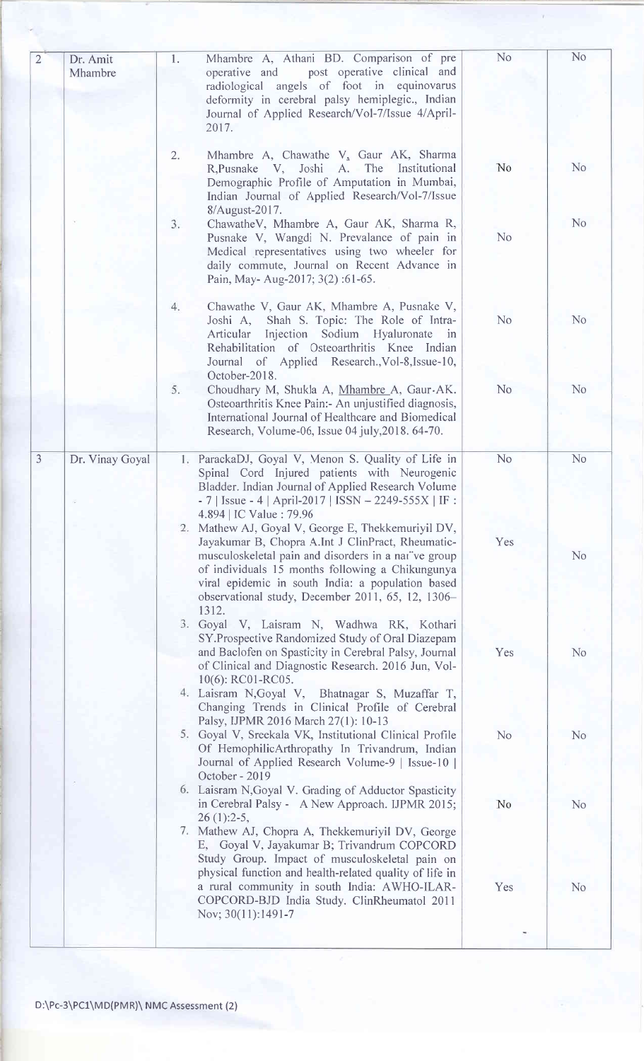| | | | | |
|---|---|---|---|---|
| 2 | Dr. Amit Mhambre | 1. Mhambre A, Athani BD. Comparison of pre operative and post operative clinical and radiological angels of foot in equinovarus deformity in cerebral palsy hemiplegic., Indian Journal of Applied Research/Vol-7/Issue 4/April-2017. | No | No |
| | | 2. Mhambre A, Chawathe V, Gaur AK, Sharma R,Pusnake V, Joshi A. The Institutional Demographic Profile of Amputation in Mumbai, Indian Journal of Applied Research/Vol-7/Issue 8/August-2017. | No | No |
| | | 3. ChawatheV, Mhambre A, Gaur AK, Sharma R, Pusnake V, Wangdi N. Prevalance of pain in Medical representatives using two wheeler for daily commute, Journal on Recent Advance in Pain, May- Aug-2017; 3(2) :61-65. | No | No |
| | | 4. Chawathe V, Gaur AK, Mhambre A, Pusnake V, Joshi A, Shah S. Topic: The Role of Intra-Articular Injection Sodium Hyaluronate in Rehabilitation of Osteoarthritis Knee Indian Journal of Applied Research.,Vol-8,Issue-10, October-2018. | No | No |
| | | 5. Choudhary M, Shukla A, Mhambre A, Gaur-AK. Osteoarthritis Knee Pain:- An unjustified diagnosis, International Journal of Healthcare and Biomedical Research, Volume-06, Issue 04 july,2018. 64-70. | No | No |
| 3 | Dr. Vinay Goyal | 1. ParackaDJ, Goyal V, Menon S. Quality of Life in Spinal Cord Injured patients with Neurogenic Bladder. Indian Journal of Applied Research Volume - 7 \| Issue - 4 \| April-2017 \| ISSN – 2249-555X \| IF : 4.894 \| IC Value : 79.96 | No | No |
| | | 2. Mathew AJ, Goyal V, George E, Thekkemuriyil DV, Jayakumar B, Chopra A.Int J ClinPract, Rheumatic-musculoskeletal pain and disorders in a naïve group of individuals 15 months following a Chikungunya viral epidemic in south India: a population based observational study, December 2011, 65, 12, 1306–1312. | Yes | No |
| | | 3. Goyal V, Laisram N, Wadhwa RK, Kothari SY.Prospective Randomized Study of Oral Diazepam and Baclofen on Spasticity in Cerebral Palsy, Journal of Clinical and Diagnostic Research. 2016 Jun, Vol-10(6): RC01-RC05. | Yes | No |
| | | 4. Laisram N,Goyal V, Bhatnagar S, Muzaffar T, Changing Trends in Clinical Profile of Cerebral Palsy, IJPMR 2016 March 27(1): 10-13 | | |
| | | 5. Goyal V, Sreekala VK, Institutional Clinical Profile Of HemophilicArthropathy In Trivandrum, Indian Journal of Applied Research Volume-9 \| Issue-10 \| October - 2019 | No | No |
| | | 6. Laisram N,Goyal V. Grading of Adductor Spasticity in Cerebral Palsy - A New Approach. IJPMR 2015; 26 (1):2-5, | No | No |
| | | 7. Mathew AJ, Chopra A, Thekkemuriyil DV, George E, Goyal V, Jayakumar B; Trivandrum COPCORD Study Group. Impact of musculoskeletal pain on physical function and health-related quality of life in a rural community in south India: AWHO-ILAR-COPCORD-BJD India Study. ClinRheumatol 2011 Nov; 30(11):1491-7 | Yes | No |

D:\Pc-3\PC1\MD(PMR)\ NMC Assessment (2)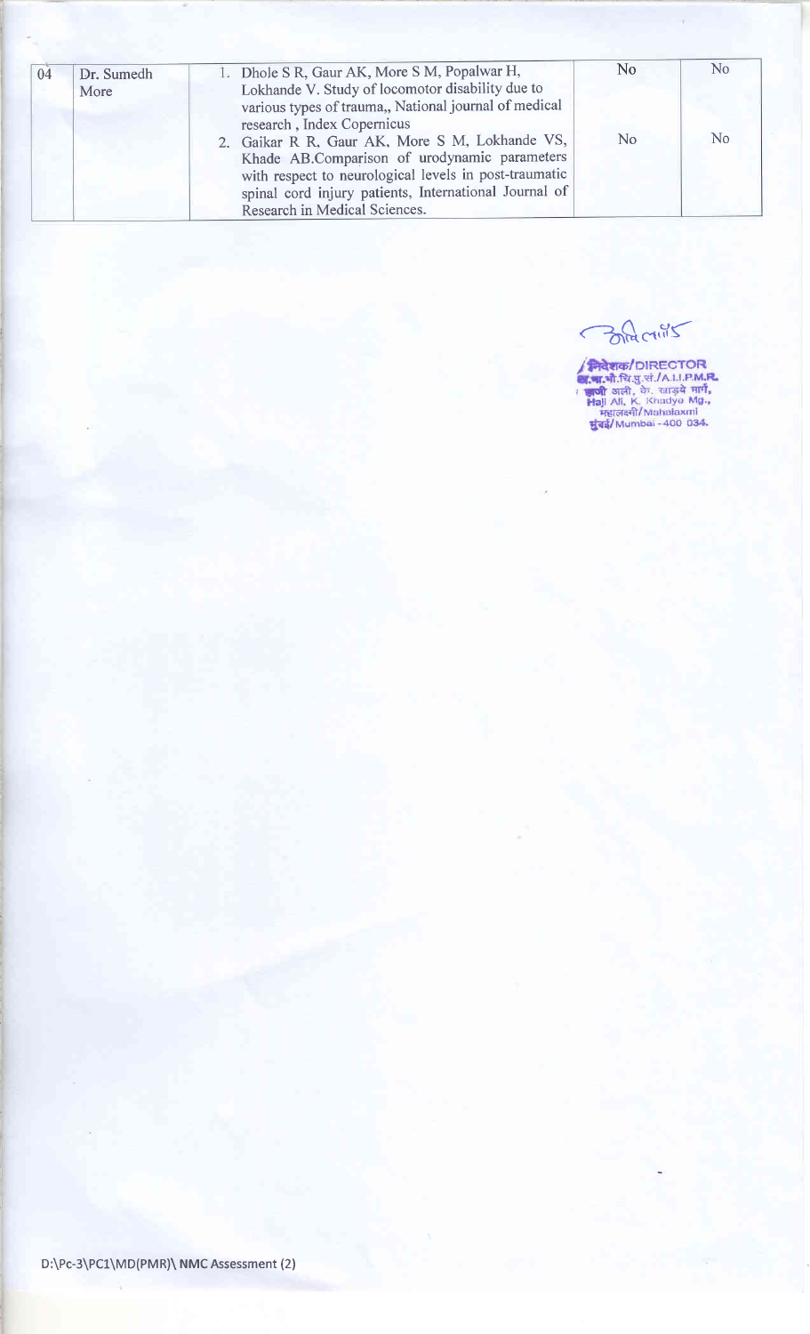| 04 | Dr. Sumedh More | 1. Dhole S R, Gaur AK, More S M, Popalwar H, Lokhande V. Study of locomotor disability due to various types of trauma,, National journal of medical research , Index Copernicus | No | No |
|---|---|---|---|---|
| | | 2. Gaikar R R, Gaur AK, More S M, Lokhande VS, Khade AB.Comparison of urodynamic parameters with respect to neurological levels in post-traumatic spinal cord injury patients, International Journal of Research in Medical Sciences. | No | No |

निदेशक/DIRECTOR
अ.भा.भौ.चि.पु.सं./A.I.I.P.M.R.
हाजी अली, के. खाड़ये मार्ग,
Haji Ali, K. Khadye Mg.,
महालक्ष्मी/Mahalaxmi
मुंबई/Mumbai - 400 034.

D:\Pc-3\PC1\MD(PMR)\ NMC Assessment (2)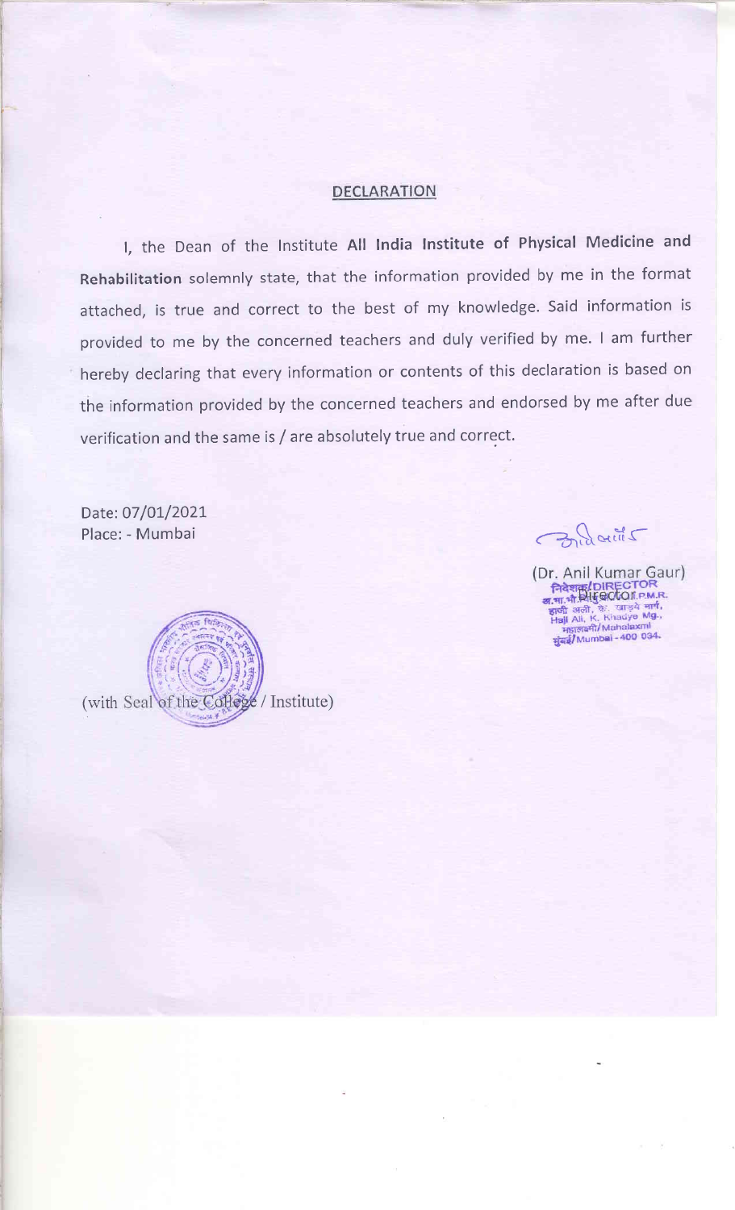## DECLARATION

I, the Dean of the Institute **All India Institute of Physical Medicine and Rehabilitation** solemnly state, that the information provided by me in the format attached, is true and correct to the best of my knowledge. Said information is provided to me by the concerned teachers and duly verified by me. I am further hereby declaring that every information or contents of this declaration is based on the information provided by the concerned teachers and endorsed by me after due verification and the same is / are absolutely true and correct.

Date: 07/01/2021
Place: - Mumbai

(Dr. Anil Kumar Gaur)
Director

निदेशक/DIRECTOR
अ.भा.भौ.चि.पु.सं./A.I.I.P.M.R.
हाजी अली, के. खाड्ये मार्ग,
Haji Ali, K. Khadye Mg.,
महालक्ष्मी/Mahalaxmi
मुंबई/Mumbai - 400 034.

(with Seal of the College / Institute)